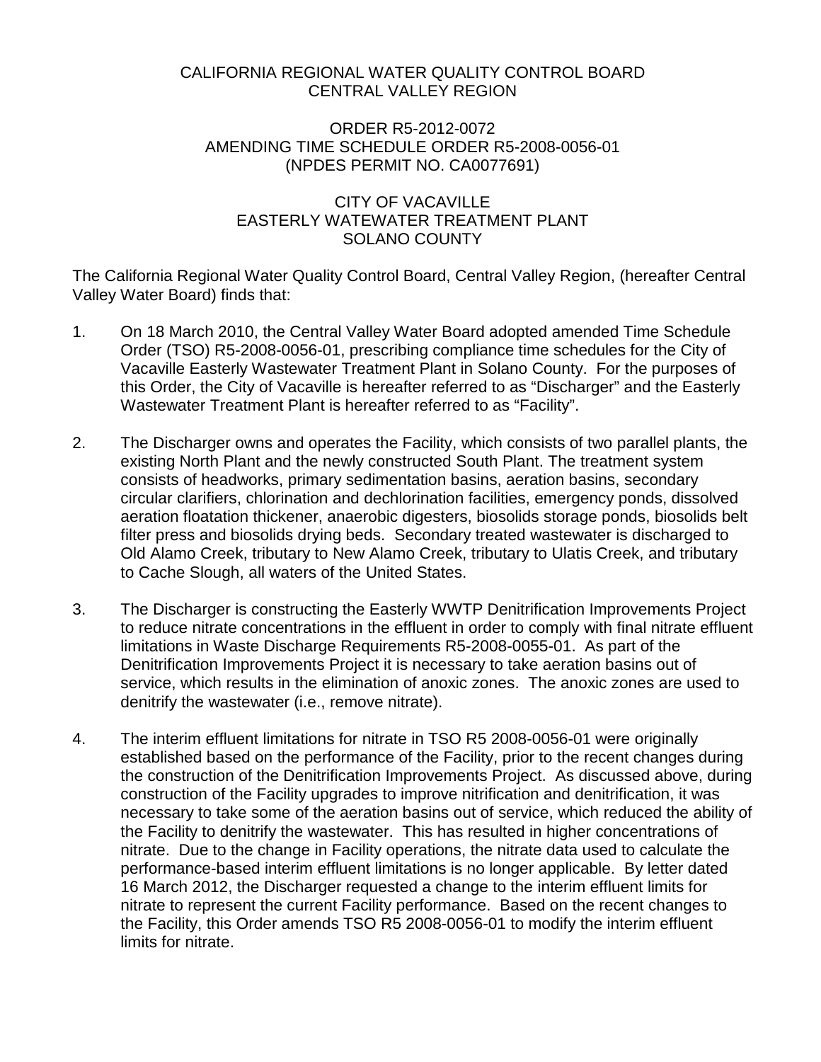CALIFORNIA REGIONAL WATER QUALITY CONTROL BOARD
CENTRAL VALLEY REGION

ORDER R5-2012-0072
AMENDING TIME SCHEDULE ORDER R5-2008-0056-01
(NPDES PERMIT NO. CA0077691)

CITY OF VACAVILLE
EASTERLY WATEWATER TREATMENT PLANT
SOLANO COUNTY

The California Regional Water Quality Control Board, Central Valley Region, (hereafter Central Valley Water Board) finds that:

1. On 18 March 2010, the Central Valley Water Board adopted amended Time Schedule Order (TSO) R5-2008-0056-01, prescribing compliance time schedules for the City of Vacaville Easterly Wastewater Treatment Plant in Solano County. For the purposes of this Order, the City of Vacaville is hereafter referred to as "Discharger" and the Easterly Wastewater Treatment Plant is hereafter referred to as "Facility".

2. The Discharger owns and operates the Facility, which consists of two parallel plants, the existing North Plant and the newly constructed South Plant. The treatment system consists of headworks, primary sedimentation basins, aeration basins, secondary circular clarifiers, chlorination and dechlorination facilities, emergency ponds, dissolved aeration floatation thickener, anaerobic digesters, biosolids storage ponds, biosolids belt filter press and biosolids drying beds. Secondary treated wastewater is discharged to Old Alamo Creek, tributary to New Alamo Creek, tributary to Ulatis Creek, and tributary to Cache Slough, all waters of the United States.

3. The Discharger is constructing the Easterly WWTP Denitrification Improvements Project to reduce nitrate concentrations in the effluent in order to comply with final nitrate effluent limitations in Waste Discharge Requirements R5-2008-0055-01. As part of the Denitrification Improvements Project it is necessary to take aeration basins out of service, which results in the elimination of anoxic zones. The anoxic zones are used to denitrify the wastewater (i.e., remove nitrate).

4. The interim effluent limitations for nitrate in TSO R5 2008-0056-01 were originally established based on the performance of the Facility, prior to the recent changes during the construction of the Denitrification Improvements Project. As discussed above, during construction of the Facility upgrades to improve nitrification and denitrification, it was necessary to take some of the aeration basins out of service, which reduced the ability of the Facility to denitrify the wastewater. This has resulted in higher concentrations of nitrate. Due to the change in Facility operations, the nitrate data used to calculate the performance-based interim effluent limitations is no longer applicable. By letter dated 16 March 2012, the Discharger requested a change to the interim effluent limits for nitrate to represent the current Facility performance. Based on the recent changes to the Facility, this Order amends TSO R5 2008-0056-01 to modify the interim effluent limits for nitrate.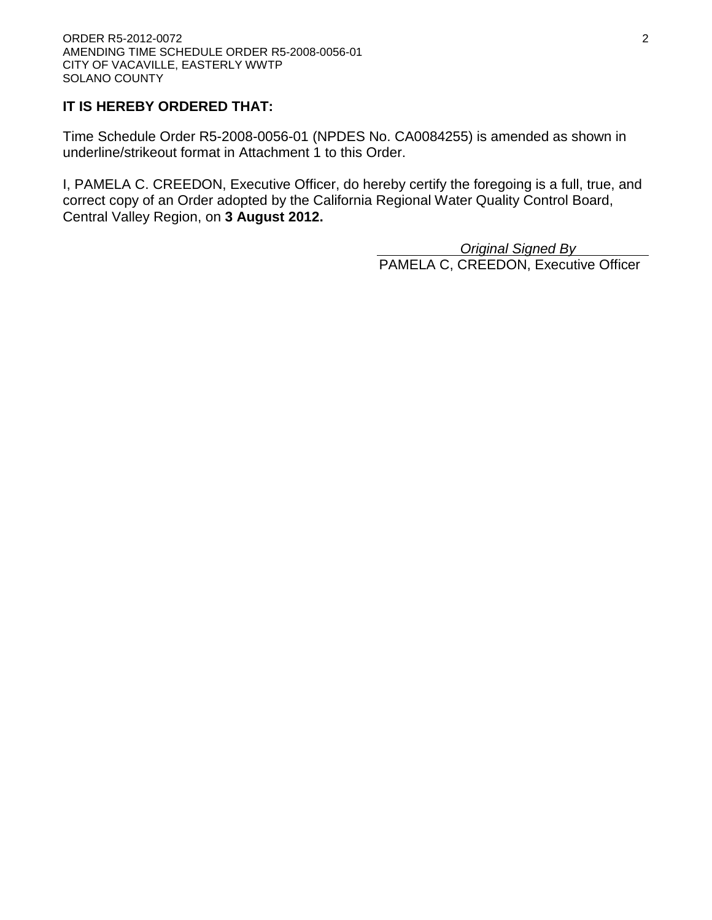**IT IS HEREBY ORDERED THAT:**

Time Schedule Order R5-2008-0056-01 (NPDES No. CA0084255) is amended as shown in underline/strikeout format in Attachment 1 to this Order.

I, PAMELA C. CREEDON, Executive Officer, do hereby certify the foregoing is a full, true, and correct copy of an Order adopted by the California Regional Water Quality Control Board, Central Valley Region, on **3 August 2012.**

*Original Signed By*
PAMELA C, CREEDON, Executive Officer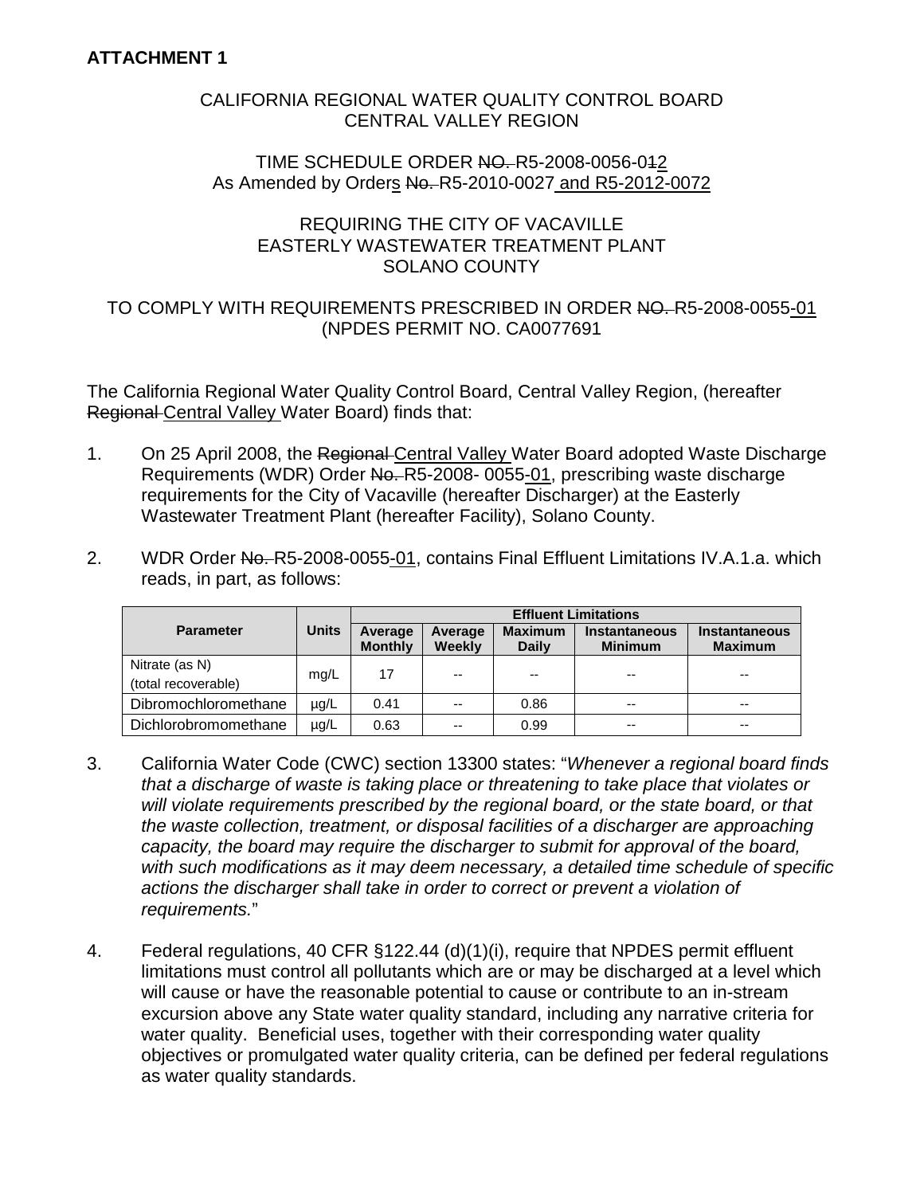**ATTACHMENT 1**

CALIFORNIA REGIONAL WATER QUALITY CONTROL BOARD
CENTRAL VALLEY REGION

TIME SCHEDULE ORDER ~~NO.~~ R5-2008-0056-0~~1~~2
As Amended by Orders ~~No.~~ R5-2010-0027 and R5-2012-0072

REQUIRING THE CITY OF VACAVILLE
EASTERLY WASTEWATER TREATMENT PLANT
SOLANO COUNTY

TO COMPLY WITH REQUIREMENTS PRESCRIBED IN ORDER ~~NO.~~ R5-2008-0055-01
(NPDES PERMIT NO. CA0077691

The California Regional Water Quality Control Board, Central Valley Region, (hereafter ~~Regional~~ Central Valley Water Board) finds that:

1. On 25 April 2008, the ~~Regional~~ Central Valley Water Board adopted Waste Discharge Requirements (WDR) Order ~~No.~~ R5-2008- 0055-01, prescribing waste discharge requirements for the City of Vacaville (hereafter Discharger) at the Easterly Wastewater Treatment Plant (hereafter Facility), Solano County.

2. WDR Order ~~No.~~ R5-2008-0055-01, contains Final Effluent Limitations IV.A.1.a. which reads, in part, as follows:

| Parameter | Units | Effluent Limitations | | | | |
|---|---|---|---|---|---|---|
| | | Average Monthly | Average Weekly | Maximum Daily | Instantaneous Minimum | Instantaneous Maximum |
| Nitrate (as N) (total recoverable) | mg/L | 17 | -- | -- | -- | -- |
| Dibromochloromethane | µg/L | 0.41 | -- | 0.86 | -- | -- |
| Dichlorobromomethane | µg/L | 0.63 | -- | 0.99 | -- | -- |

3. California Water Code (CWC) section 13300 states: "*Whenever a regional board finds that a discharge of waste is taking place or threatening to take place that violates or will violate requirements prescribed by the regional board, or the state board, or that the waste collection, treatment, or disposal facilities of a discharger are approaching capacity, the board may require the discharger to submit for approval of the board, with such modifications as it may deem necessary, a detailed time schedule of specific actions the discharger shall take in order to correct or prevent a violation of requirements.*"

4. Federal regulations, 40 CFR §122.44 (d)(1)(i), require that NPDES permit effluent limitations must control all pollutants which are or may be discharged at a level which will cause or have the reasonable potential to cause or contribute to an in-stream excursion above any State water quality standard, including any narrative criteria for water quality. Beneficial uses, together with their corresponding water quality objectives or promulgated water quality criteria, can be defined per federal regulations as water quality standards.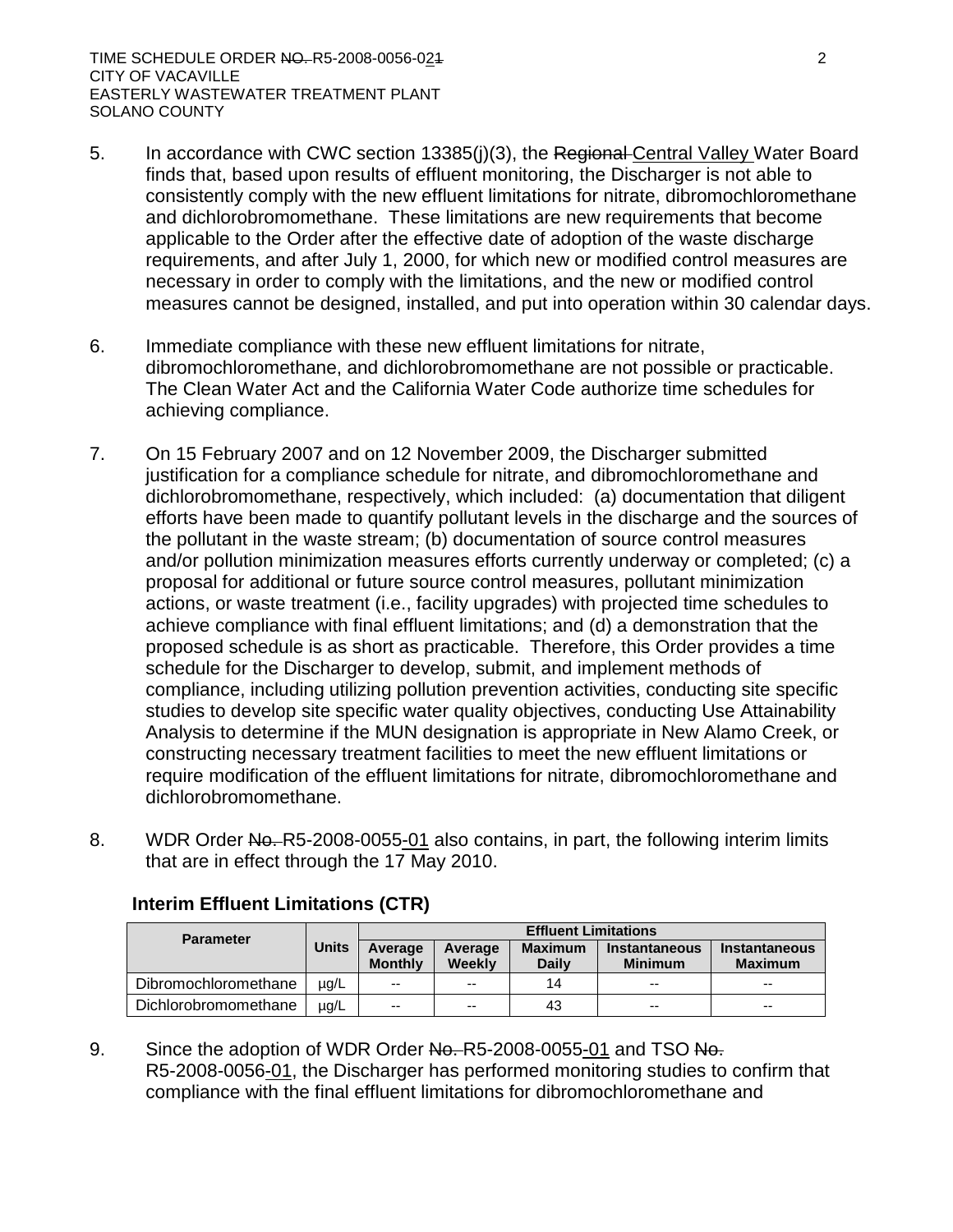5. In accordance with CWC section 13385(j)(3), the Regional Central Valley Water Board finds that, based upon results of effluent monitoring, the Discharger is not able to consistently comply with the new effluent limitations for nitrate, dibromochloromethane and dichlorobromomethane. These limitations are new requirements that become applicable to the Order after the effective date of adoption of the waste discharge requirements, and after July 1, 2000, for which new or modified control measures are necessary in order to comply with the limitations, and the new or modified control measures cannot be designed, installed, and put into operation within 30 calendar days.

6. Immediate compliance with these new effluent limitations for nitrate, dibromochloromethane, and dichlorobromomethane are not possible or practicable. The Clean Water Act and the California Water Code authorize time schedules for achieving compliance.

7. On 15 February 2007 and on 12 November 2009, the Discharger submitted justification for a compliance schedule for nitrate, and dibromochloromethane and dichlorobromomethane, respectively, which included: (a) documentation that diligent efforts have been made to quantify pollutant levels in the discharge and the sources of the pollutant in the waste stream; (b) documentation of source control measures and/or pollution minimization measures efforts currently underway or completed; (c) a proposal for additional or future source control measures, pollutant minimization actions, or waste treatment (i.e., facility upgrades) with projected time schedules to achieve compliance with final effluent limitations; and (d) a demonstration that the proposed schedule is as short as practicable. Therefore, this Order provides a time schedule for the Discharger to develop, submit, and implement methods of compliance, including utilizing pollution prevention activities, conducting site specific studies to develop site specific water quality objectives, conducting Use Attainability Analysis to determine if the MUN designation is appropriate in New Alamo Creek, or constructing necessary treatment facilities to meet the new effluent limitations or require modification of the effluent limitations for nitrate, dibromochloromethane and dichlorobromomethane.

8. WDR Order No. R5-2008-0055-01 also contains, in part, the following interim limits that are in effect through the 17 May 2010.

**Interim Effluent Limitations (CTR)**

| Parameter | Units | Effluent Limitations | | | | |
|---|---|---|---|---|---|---|
| | | Average Monthly | Average Weekly | Maximum Daily | Instantaneous Minimum | Instantaneous Maximum |
| Dibromochloromethane | µg/L | -- | -- | 14 | -- | -- |
| Dichlorobromomethane | µg/L | -- | -- | 43 | -- | -- |

9. Since the adoption of WDR Order No. R5-2008-0055-01 and TSO No. R5-2008-0056-01, the Discharger has performed monitoring studies to confirm that compliance with the final effluent limitations for dibromochloromethane and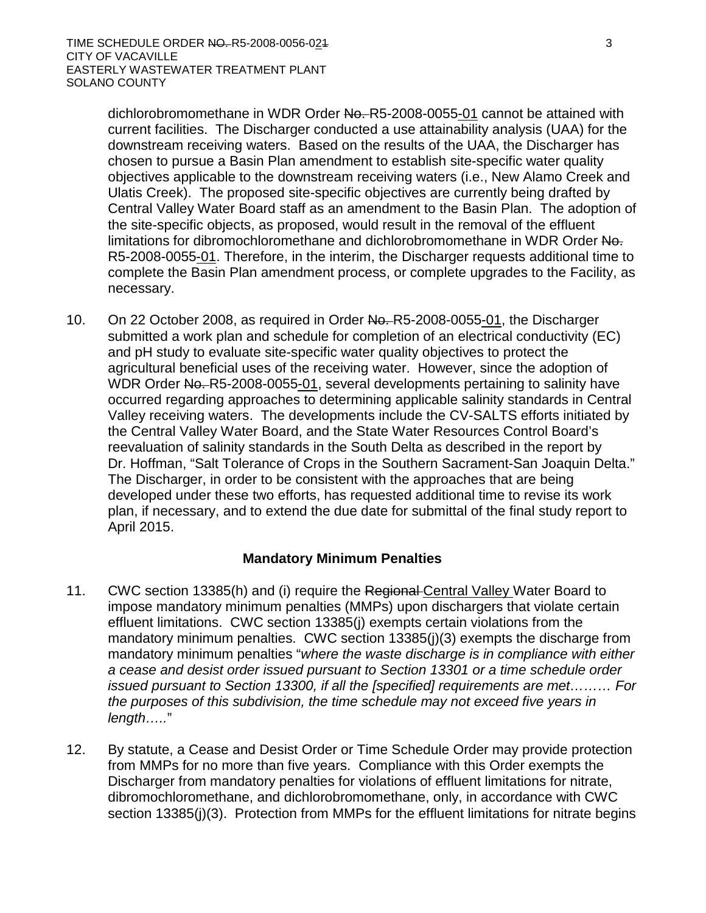dichlorobromomethane in WDR Order ~~No.~~ R5-2008-0055-01 cannot be attained with current facilities. The Discharger conducted a use attainability analysis (UAA) for the downstream receiving waters. Based on the results of the UAA, the Discharger has chosen to pursue a Basin Plan amendment to establish site-specific water quality objectives applicable to the downstream receiving waters (i.e., New Alamo Creek and Ulatis Creek). The proposed site-specific objectives are currently being drafted by Central Valley Water Board staff as an amendment to the Basin Plan. The adoption of the site-specific objects, as proposed, would result in the removal of the effluent limitations for dibromochloromethane and dichlorobromomethane in WDR Order ~~No.~~ R5-2008-0055-01. Therefore, in the interim, the Discharger requests additional time to complete the Basin Plan amendment process, or complete upgrades to the Facility, as necessary.

10. On 22 October 2008, as required in Order ~~No.~~ R5-2008-0055-01, the Discharger submitted a work plan and schedule for completion of an electrical conductivity (EC) and pH study to evaluate site-specific water quality objectives to protect the agricultural beneficial uses of the receiving water. However, since the adoption of WDR Order ~~No.~~ R5-2008-0055-01, several developments pertaining to salinity have occurred regarding approaches to determining applicable salinity standards in Central Valley receiving waters. The developments include the CV-SALTS efforts initiated by the Central Valley Water Board, and the State Water Resources Control Board's reevaluation of salinity standards in the South Delta as described in the report by Dr. Hoffman, "Salt Tolerance of Crops in the Southern Sacrament-San Joaquin Delta." The Discharger, in order to be consistent with the approaches that are being developed under these two efforts, has requested additional time to revise its work plan, if necessary, and to extend the due date for submittal of the final study report to April 2015.

### Mandatory Minimum Penalties

11. CWC section 13385(h) and (i) require the ~~Regional~~ Central Valley Water Board to impose mandatory minimum penalties (MMPs) upon dischargers that violate certain effluent limitations. CWC section 13385(j) exempts certain violations from the mandatory minimum penalties. CWC section 13385(j)(3) exempts the discharge from mandatory minimum penalties "*where the waste discharge is in compliance with either a cease and desist order issued pursuant to Section 13301 or a time schedule order issued pursuant to Section 13300, if all the [specified] requirements are met……… For the purposes of this subdivision, the time schedule may not exceed five years in length…..*"

12. By statute, a Cease and Desist Order or Time Schedule Order may provide protection from MMPs for no more than five years. Compliance with this Order exempts the Discharger from mandatory penalties for violations of effluent limitations for nitrate, dibromochloromethane, and dichlorobromomethane, only, in accordance with CWC section 13385(j)(3). Protection from MMPs for the effluent limitations for nitrate begins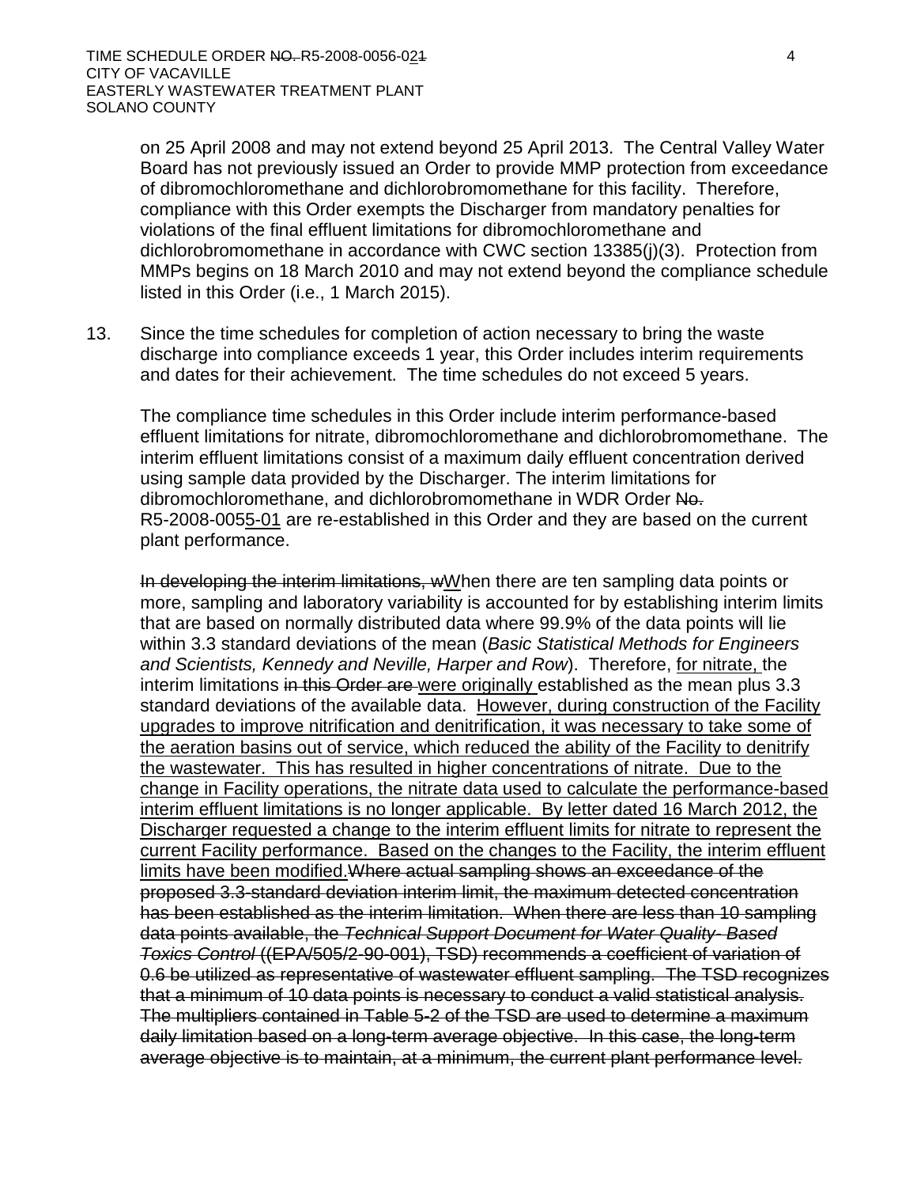on 25 April 2008 and may not extend beyond 25 April 2013. The Central Valley Water Board has not previously issued an Order to provide MMP protection from exceedance of dibromochloromethane and dichlorobromomethane for this facility. Therefore, compliance with this Order exempts the Discharger from mandatory penalties for violations of the final effluent limitations for dibromochloromethane and dichlorobromomethane in accordance with CWC section 13385(j)(3). Protection from MMPs begins on 18 March 2010 and may not extend beyond the compliance schedule listed in this Order (i.e., 1 March 2015).

13. Since the time schedules for completion of action necessary to bring the waste discharge into compliance exceeds 1 year, this Order includes interim requirements and dates for their achievement. The time schedules do not exceed 5 years.

    The compliance time schedules in this Order include interim performance-based effluent limitations for nitrate, dibromochloromethane and dichlorobromomethane. The interim effluent limitations consist of a maximum daily effluent concentration derived using sample data provided by the Discharger. The interim limitations for dibromochloromethane, and dichlorobromomethane in WDR Order ~~No.~~ R5-2008-0055-01 are re-established in this Order and they are based on the current plant performance.

    ~~In developing the interim limitations, w~~When there are ten sampling data points or more, sampling and laboratory variability is accounted for by establishing interim limits that are based on normally distributed data where 99.9% of the data points will lie within 3.3 standard deviations of the mean (*Basic Statistical Methods for Engineers and Scientists, Kennedy and Neville, Harper and Row*). Therefore, for nitrate, the interim limitations ~~in this Order are~~ were originally established as the mean plus 3.3 standard deviations of the available data. However, during construction of the Facility upgrades to improve nitrification and denitrification, it was necessary to take some of the aeration basins out of service, which reduced the ability of the Facility to denitrify the wastewater. This has resulted in higher concentrations of nitrate. Due to the change in Facility operations, the nitrate data used to calculate the performance-based interim effluent limitations is no longer applicable. By letter dated 16 March 2012, the Discharger requested a change to the interim effluent limits for nitrate to represent the current Facility performance. Based on the changes to the Facility, the interim effluent limits have been modified.~~Where actual sampling shows an exceedance of the proposed 3.3-standard deviation interim limit, the maximum detected concentration has been established as the interim limitation. When there are less than 10 sampling data points available, the *Technical Support Document for Water Quality- Based Toxics Control* ((EPA/505/2-90-001), TSD) recommends a coefficient of variation of 0.6 be utilized as representative of wastewater effluent sampling. The TSD recognizes that a minimum of 10 data points is necessary to conduct a valid statistical analysis. The multipliers contained in Table 5-2 of the TSD are used to determine a maximum daily limitation based on a long-term average objective. In this case, the long-term average objective is to maintain, at a minimum, the current plant performance level.~~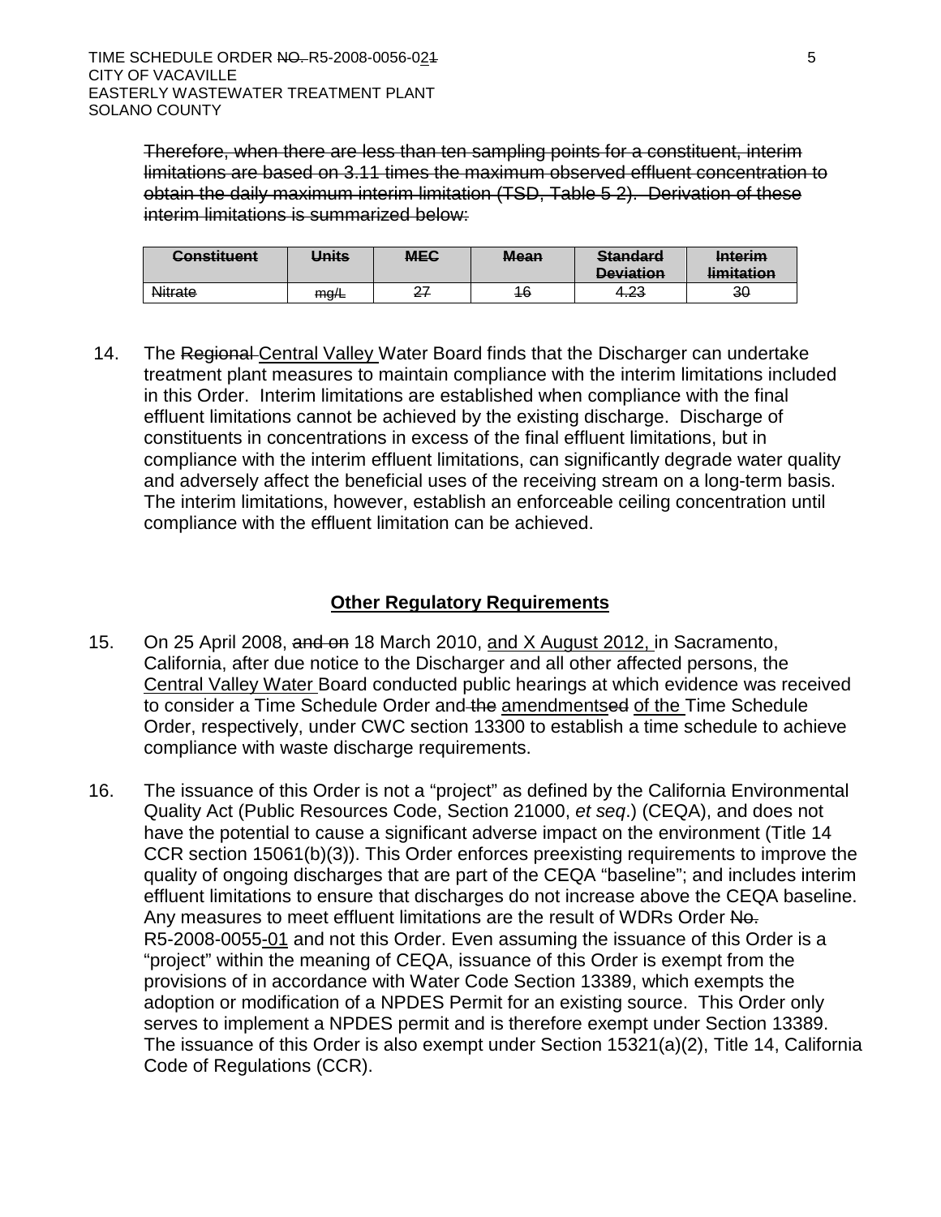~~Therefore, when there are less than ten sampling points for a constituent, interim limitations are based on 3.11 times the maximum observed effluent concentration to obtain the daily maximum interim limitation (TSD, Table 5-2). Derivation of these interim limitations is summarized below:~~

| ~~Constituent~~ | ~~Units~~ | ~~MEC~~ | ~~Mean~~ | ~~Standard Deviation~~ | ~~Interim limitation~~ |
|---|---|---|---|---|---|
| ~~Nitrate~~ | ~~mg/L~~ | ~~27~~ | ~~16~~ | ~~4.23~~ | ~~30~~ |

14. The ~~Regional~~ Central Valley Water Board finds that the Discharger can undertake treatment plant measures to maintain compliance with the interim limitations included in this Order. Interim limitations are established when compliance with the final effluent limitations cannot be achieved by the existing discharge. Discharge of constituents in concentrations in excess of the final effluent limitations, but in compliance with the interim effluent limitations, can significantly degrade water quality and adversely affect the beneficial uses of the receiving stream on a long-term basis. The interim limitations, however, establish an enforceable ceiling concentration until compliance with the effluent limitation can be achieved.

## **Other Regulatory Requirements**

15. On 25 April 2008, ~~and on~~ 18 March 2010, and X August 2012, in Sacramento, California, after due notice to the Discharger and all other affected persons, the Central Valley Water Board conducted public hearings at which evidence was received to consider a Time Schedule Order and ~~the~~ amendments~~ed~~ of the Time Schedule Order, respectively, under CWC section 13300 to establish a time schedule to achieve compliance with waste discharge requirements.

16. The issuance of this Order is not a "project" as defined by the California Environmental Quality Act (Public Resources Code, Section 21000, *et seq*.) (CEQA), and does not have the potential to cause a significant adverse impact on the environment (Title 14 CCR section 15061(b)(3)). This Order enforces preexisting requirements to improve the quality of ongoing discharges that are part of the CEQA "baseline"; and includes interim effluent limitations to ensure that discharges do not increase above the CEQA baseline. Any measures to meet effluent limitations are the result of WDRs Order ~~No.~~ R5-2008-0055-01 and not this Order. Even assuming the issuance of this Order is a "project" within the meaning of CEQA, issuance of this Order is exempt from the provisions of in accordance with Water Code Section 13389, which exempts the adoption or modification of a NPDES Permit for an existing source. This Order only serves to implement a NPDES permit and is therefore exempt under Section 13389. The issuance of this Order is also exempt under Section 15321(a)(2), Title 14, California Code of Regulations (CCR).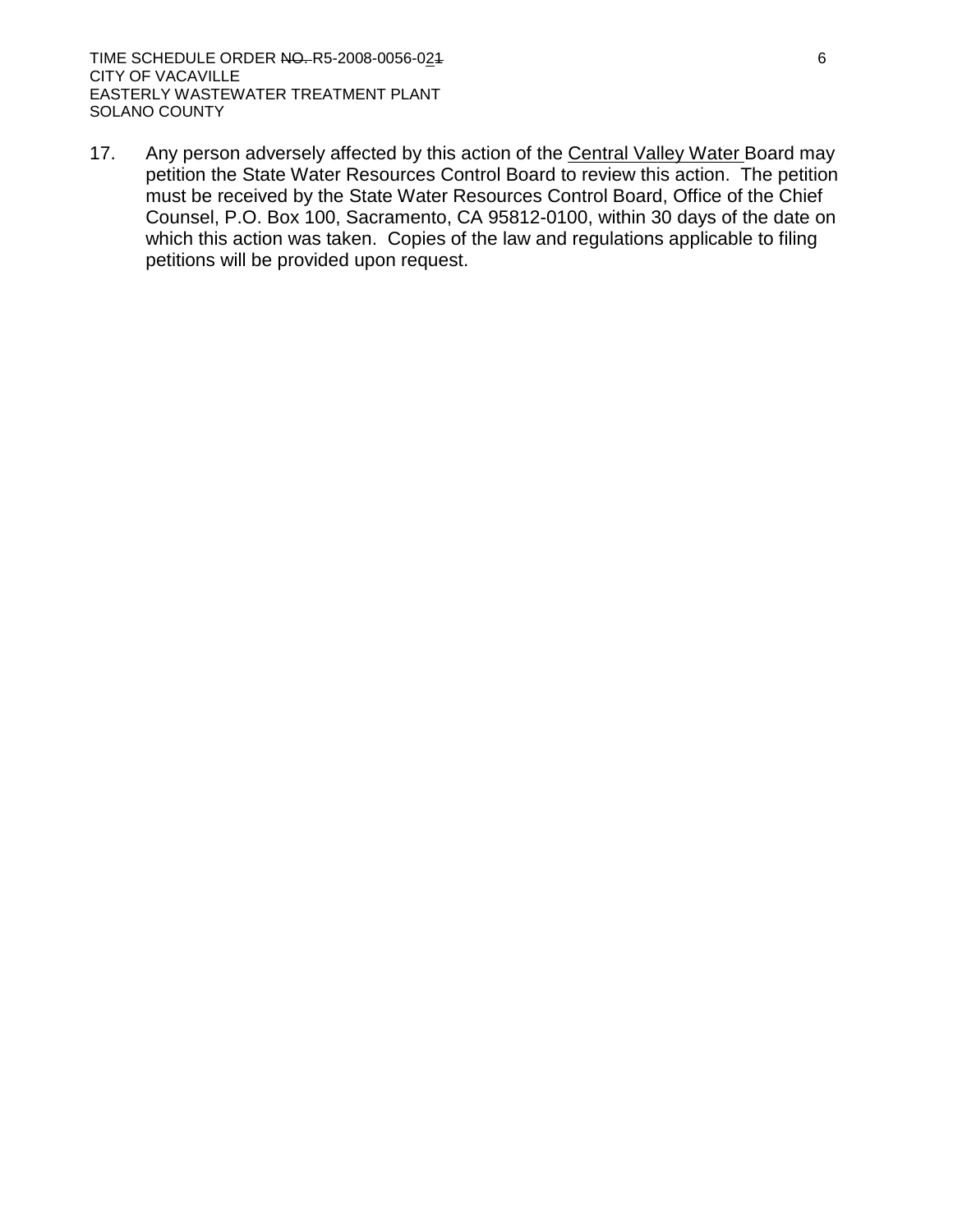17. Any person adversely affected by this action of the Central Valley Water Board may petition the State Water Resources Control Board to review this action. The petition must be received by the State Water Resources Control Board, Office of the Chief Counsel, P.O. Box 100, Sacramento, CA 95812-0100, within 30 days of the date on which this action was taken. Copies of the law and regulations applicable to filing petitions will be provided upon request.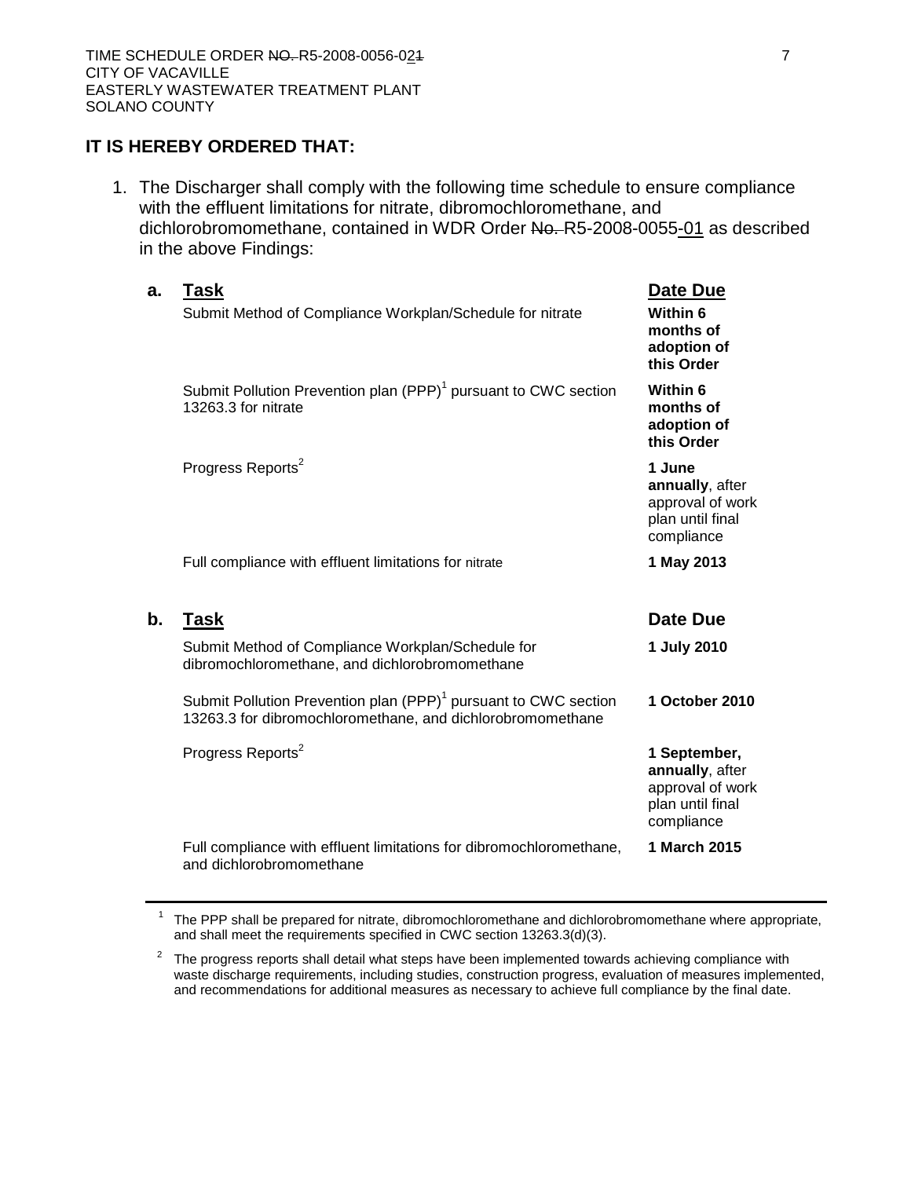**IT IS HEREBY ORDERED THAT:**

1. The Discharger shall comply with the following time schedule to ensure compliance with the effluent limitations for nitrate, dibromochloromethane, and dichlorobromomethane, contained in WDR Order ~~No.~~ R5-2008-0055-01 as described in the above Findings:

**a.**

| **Task** | **Date Due** |
|---|---|
| Submit Method of Compliance Workplan/Schedule for nitrate | **Within 6 months of adoption of this Order** |
| Submit Pollution Prevention plan (PPP)[1] pursuant to CWC section 13263.3 for nitrate | **Within 6 months of adoption of this Order** |
| Progress Reports[2] | **1 June annually**, after approval of work plan until final compliance |
| Full compliance with effluent limitations for nitrate | **1 May 2013** |

**b.**

| **Task** | **Date Due** |
|---|---|
| Submit Method of Compliance Workplan/Schedule for dibromochloromethane, and dichlorobromomethane | **1 July 2010** |
| Submit Pollution Prevention plan (PPP)[1] pursuant to CWC section 13263.3 for dibromochloromethane, and dichlorobromomethane | **1 October 2010** |
| Progress Reports[2] | **1 September, annually**, after approval of work plan until final compliance |
| Full compliance with effluent limitations for dibromochloromethane, and dichlorobromomethane | **1 March 2015** |

---

[1] The PPP shall be prepared for nitrate, dibromochloromethane and dichlorobromomethane where appropriate, and shall meet the requirements specified in CWC section 13263.3(d)(3).

[2] The progress reports shall detail what steps have been implemented towards achieving compliance with waste discharge requirements, including studies, construction progress, evaluation of measures implemented, and recommendations for additional measures as necessary to achieve full compliance by the final date.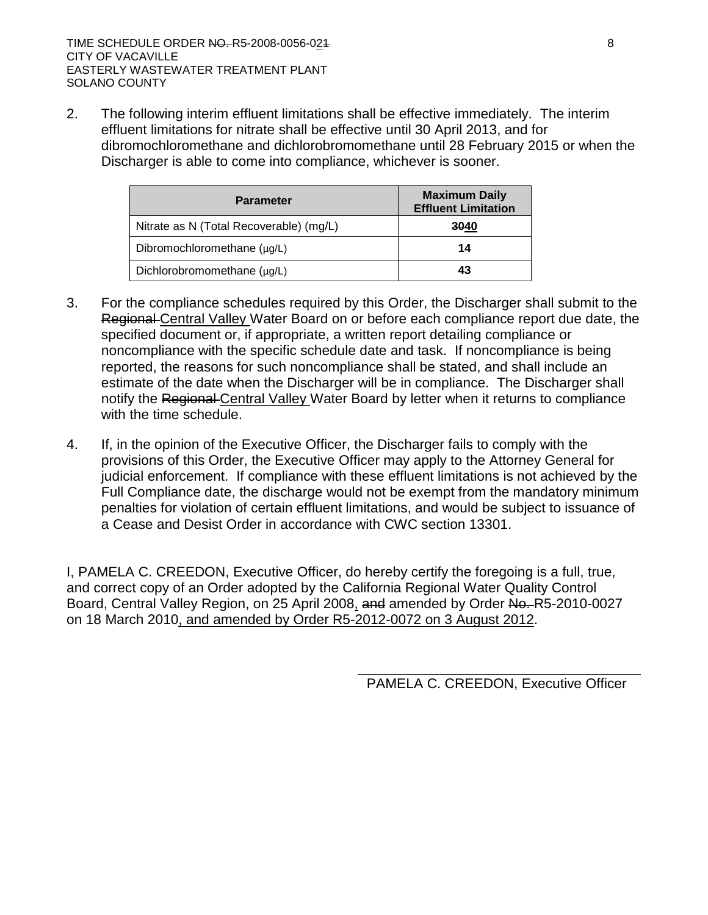2. The following interim effluent limitations shall be effective immediately. The interim effluent limitations for nitrate shall be effective until 30 April 2013, and for dibromochloromethane and dichlorobromomethane until 28 February 2015 or when the Discharger is able to come into compliance, whichever is sooner.

| Parameter | Maximum Daily Effluent Limitation |
|---|---|
| Nitrate as N (Total Recoverable) (mg/L) | ~~30~~40 |
| Dibromochloromethane (µg/L) | 14 |
| Dichlorobromomethane (µg/L) | 43 |

3. For the compliance schedules required by this Order, the Discharger shall submit to the ~~Regional~~ Central Valley Water Board on or before each compliance report due date, the specified document or, if appropriate, a written report detailing compliance or noncompliance with the specific schedule date and task. If noncompliance is being reported, the reasons for such noncompliance shall be stated, and shall include an estimate of the date when the Discharger will be in compliance. The Discharger shall notify the ~~Regional~~ Central Valley Water Board by letter when it returns to compliance with the time schedule.

4. If, in the opinion of the Executive Officer, the Discharger fails to comply with the provisions of this Order, the Executive Officer may apply to the Attorney General for judicial enforcement. If compliance with these effluent limitations is not achieved by the Full Compliance date, the discharge would not be exempt from the mandatory minimum penalties for violation of certain effluent limitations, and would be subject to issuance of a Cease and Desist Order in accordance with CWC section 13301.

I, PAMELA C. CREEDON, Executive Officer, do hereby certify the foregoing is a full, true, and correct copy of an Order adopted by the California Regional Water Quality Control Board, Central Valley Region, on 25 April 2008, ~~and~~ amended by Order ~~No.~~ R5-2010-0027 on 18 March 2010, and amended by Order R5-2012-0072 on 3 August 2012.

PAMELA C. CREEDON, Executive Officer